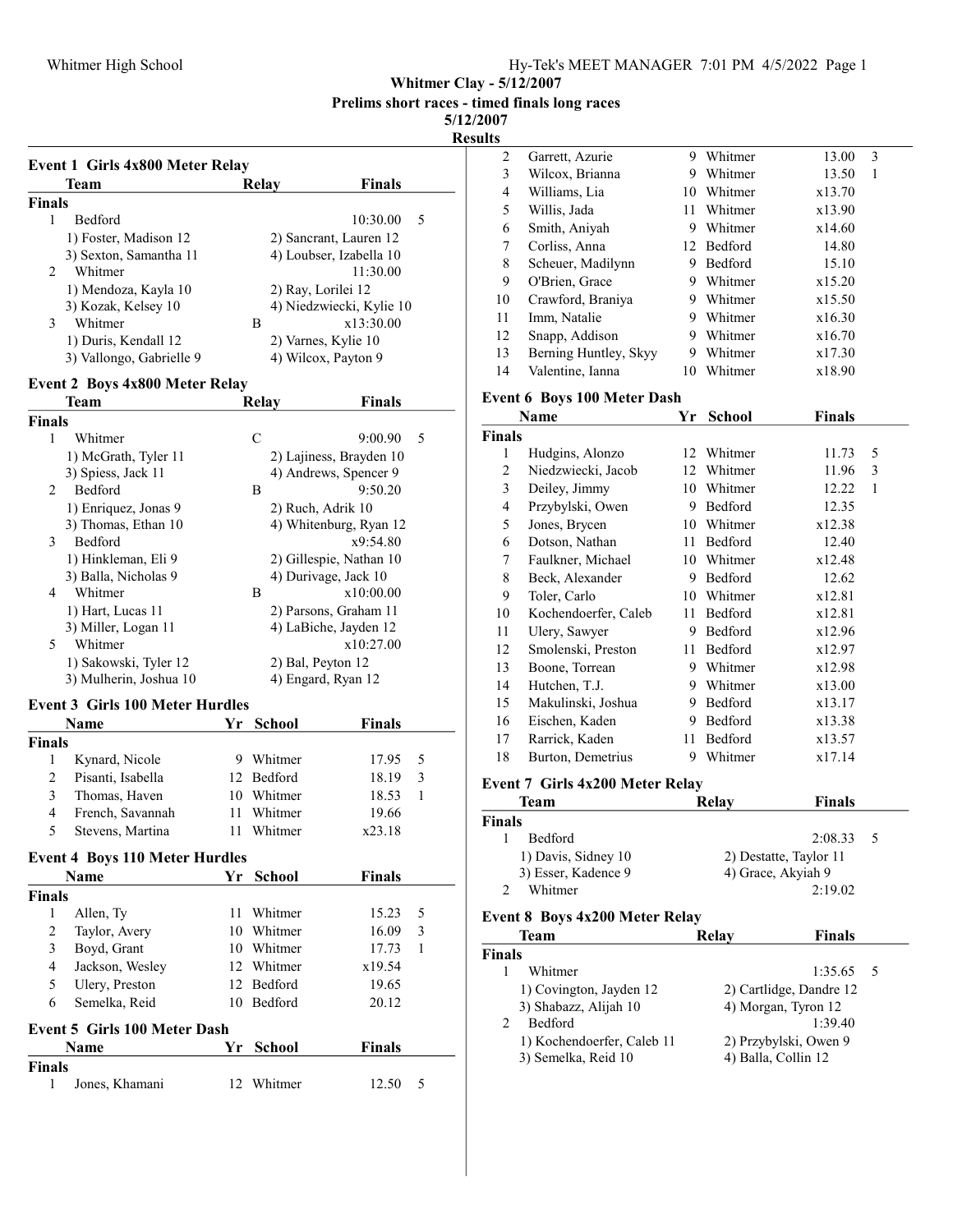**Whitmer Clay - 5/12/2007**

**Prelims short races - timed finals long races**

**5/12/2007**

**Results**

### Event 1 Girls 4x800 Meter Relay

| | Team | Relay | Finals | |
|---|---|---|---|---|
| **Finals** | | | | |
| 1 | Bedford | | 10:30.00 | 5 |
| | 1) Foster, Madison 12 | 2) Sancrant, Lauren 12 | | |
| | 3) Sexton, Samantha 11 | 4) Loubser, Izabella 10 | | |
| 2 | Whitmer | | 11:30.00 | |
| | 1) Mendoza, Kayla 10 | 2) Ray, Lorilei 12 | | |
| | 3) Kozak, Kelsey 10 | 4) Niedzwiecki, Kylie 10 | | |
| 3 | Whitmer | B | x13:30.00 | |
| | 1) Duris, Kendall 12 | 2) Varnes, Kylie 10 | | |
| | 3) Vallongo, Gabrielle 9 | 4) Wilcox, Payton 9 | | |

### Event 2 Boys 4x800 Meter Relay

| | Team | Relay | Finals | |
|---|---|---|---|---|
| **Finals** | | | | |
| 1 | Whitmer | C | 9:00.90 | 5 |
| | 1) McGrath, Tyler 11 | 2) Lajiness, Brayden 10 | | |
| | 3) Spiess, Jack 11 | 4) Andrews, Spencer 9 | | |
| 2 | Bedford | B | 9:50.20 | |
| | 1) Enriquez, Jonas 9 | 2) Ruch, Adrik 10 | | |
| | 3) Thomas, Ethan 10 | 4) Whitenburg, Ryan 12 | | |
| 3 | Bedford | | x9:54.80 | |
| | 1) Hinkleman, Eli 9 | 2) Gillespie, Nathan 10 | | |
| | 3) Balla, Nicholas 9 | 4) Durivage, Jack 10 | | |
| 4 | Whitmer | B | x10:00.00 | |
| | 1) Hart, Lucas 11 | 2) Parsons, Graham 11 | | |
| | 3) Miller, Logan 11 | 4) LaBiche, Jayden 12 | | |
| 5 | Whitmer | | x10:27.00 | |
| | 1) Sakowski, Tyler 12 | 2) Bal, Peyton 12 | | |
| | 3) Mulherin, Joshua 10 | 4) Engard, Ryan 12 | | |

### Event 3 Girls 100 Meter Hurdles

| | Name | Yr | School | Finals | |
|---|---|---|---|---|---|
| **Finals** | | | | | |
| 1 | Kynard, Nicole | 9 | Whitmer | 17.95 | 5 |
| 2 | Pisanti, Isabella | 12 | Bedford | 18.19 | 3 |
| 3 | Thomas, Haven | 10 | Whitmer | 18.53 | 1 |
| 4 | French, Savannah | 11 | Whitmer | 19.66 | |
| 5 | Stevens, Martina | 11 | Whitmer | x23.18 | |

### Event 4 Boys 110 Meter Hurdles

| | Name | Yr | School | Finals | |
|---|---|---|---|---|---|
| **Finals** | | | | | |
| 1 | Allen, Ty | 11 | Whitmer | 15.23 | 5 |
| 2 | Taylor, Avery | 10 | Whitmer | 16.09 | 3 |
| 3 | Boyd, Grant | 10 | Whitmer | 17.73 | 1 |
| 4 | Jackson, Wesley | 12 | Whitmer | x19.54 | |
| 5 | Ulery, Preston | 12 | Bedford | 19.65 | |
| 6 | Semelka, Reid | 10 | Bedford | 20.12 | |

### Event 5 Girls 100 Meter Dash

| | Name | Yr | School | Finals | |
|---|---|---|---|---|---|
| **Finals** | | | | | |
| 1 | Jones, Khamani | 12 | Whitmer | 12.50 | 5 |
| 2 | Garrett, Azurie | 9 | Whitmer | 13.00 | 3 |
| 3 | Wilcox, Brianna | 9 | Whitmer | 13.50 | 1 |
| 4 | Williams, Lia | 10 | Whitmer | x13.70 | |
| 5 | Willis, Jada | 11 | Whitmer | x13.90 | |
| 6 | Smith, Aniyah | 9 | Whitmer | x14.60 | |
| 7 | Corliss, Anna | 12 | Bedford | 14.80 | |
| 8 | Scheuer, Madilynn | 9 | Bedford | 15.10 | |
| 9 | O'Brien, Grace | 9 | Whitmer | x15.20 | |
| 10 | Crawford, Braniya | 9 | Whitmer | x15.50 | |
| 11 | Imm, Natalie | 9 | Whitmer | x16.30 | |
| 12 | Snapp, Addison | 9 | Whitmer | x16.70 | |
| 13 | Berning Huntley, Skyy | 9 | Whitmer | x17.30 | |
| 14 | Valentine, Ianna | 10 | Whitmer | x18.90 | |

### Event 6 Boys 100 Meter Dash

| | Name | Yr | School | Finals | |
|---|---|---|---|---|---|
| **Finals** | | | | | |
| 1 | Hudgins, Alonzo | 12 | Whitmer | 11.73 | 5 |
| 2 | Niedzwiecki, Jacob | 12 | Whitmer | 11.96 | 3 |
| 3 | Deiley, Jimmy | 10 | Whitmer | 12.22 | 1 |
| 4 | Przybylski, Owen | 9 | Bedford | 12.35 | |
| 5 | Jones, Brycen | 10 | Whitmer | x12.38 | |
| 6 | Dotson, Nathan | 11 | Bedford | 12.40 | |
| 7 | Faulkner, Michael | 10 | Whitmer | x12.48 | |
| 8 | Beck, Alexander | 9 | Bedford | 12.62 | |
| 9 | Toler, Carlo | 10 | Whitmer | x12.81 | |
| 10 | Kochendoerfer, Caleb | 11 | Bedford | x12.81 | |
| 11 | Ulery, Sawyer | 9 | Bedford | x12.96 | |
| 12 | Smolenski, Preston | 11 | Bedford | x12.97 | |
| 13 | Boone, Torrean | 9 | Whitmer | x12.98 | |
| 14 | Hutchen, T.J. | 9 | Whitmer | x13.00 | |
| 15 | Makulinski, Joshua | 9 | Bedford | x13.17 | |
| 16 | Eischen, Kaden | 9 | Bedford | x13.38 | |
| 17 | Rarrick, Kaden | 11 | Bedford | x13.57 | |
| 18 | Burton, Demetrius | 9 | Whitmer | x17.14 | |

### Event 7 Girls 4x200 Meter Relay

| | Team | Relay | Finals | |
|---|---|---|---|---|
| **Finals** | | | | |
| 1 | Bedford | | 2:08.33 | 5 |
| | 1) Davis, Sidney 10 | 2) Destatte, Taylor 11 | | |
| | 3) Esser, Kadence 9 | 4) Grace, Akyiah 9 | | |
| 2 | Whitmer | | 2:19.02 | |

### Event 8 Boys 4x200 Meter Relay

| | Team | Relay | Finals | |
|---|---|---|---|---|
| **Finals** | | | | |
| 1 | Whitmer | | 1:35.65 | 5 |
| | 1) Covington, Jayden 12 | 2) Cartlidge, Dandre 12 | | |
| | 3) Shabazz, Alijah 10 | 4) Morgan, Tyron 12 | | |
| 2 | Bedford | | 1:39.40 | |
| | 1) Kochendoerfer, Caleb 11 | 2) Przybylski, Owen 9 | | |
| | 3) Semelka, Reid 10 | 4) Balla, Collin 12 | | |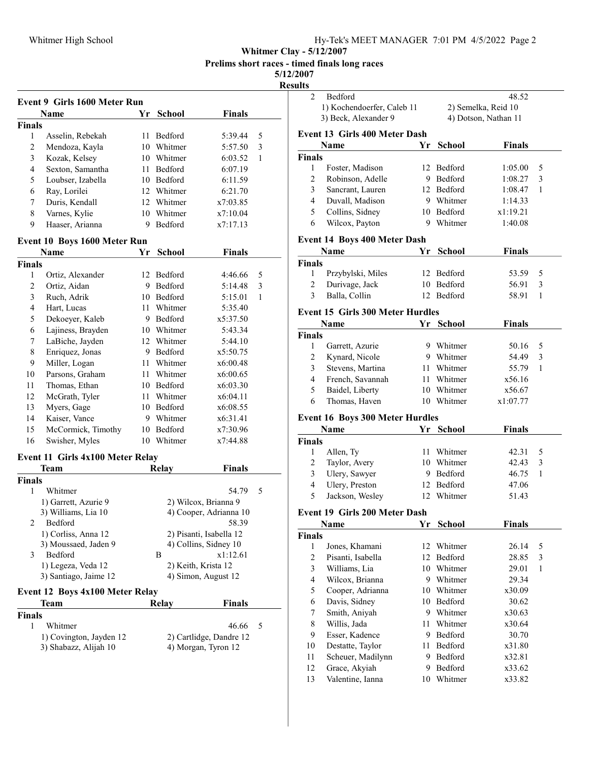Whitmer Clay - 5/12/2007

Prelims short races - timed finals long races

5/12/2007

**Results**

### Event 9 Girls 1600 Meter Run

| | Name | Yr | School | Finals | |
|---|---|---|---|---|---|
| **Finals** | | | | | |
| 1 | Asselin, Rebekah | 11 | Bedford | 5:39.44 | 5 |
| 2 | Mendoza, Kayla | 10 | Whitmer | 5:57.50 | 3 |
| 3 | Kozak, Kelsey | 10 | Whitmer | 6:03.52 | 1 |
| 4 | Sexton, Samantha | 11 | Bedford | 6:07.19 | |
| 5 | Loubser, Izabella | 10 | Bedford | 6:11.59 | |
| 6 | Ray, Lorilei | 12 | Whitmer | 6:21.70 | |
| 7 | Duris, Kendall | 12 | Whitmer | x7:03.85 | |
| 8 | Varnes, Kylie | 10 | Whitmer | x7:10.04 | |
| 9 | Haaser, Arianna | 9 | Bedford | x7:17.13 | |

### Event 10 Boys 1600 Meter Run

| | Name | Yr | School | Finals | |
|---|---|---|---|---|---|
| **Finals** | | | | | |
| 1 | Ortiz, Alexander | 12 | Bedford | 4:46.66 | 5 |
| 2 | Ortiz, Aidan | 9 | Bedford | 5:14.48 | 3 |
| 3 | Ruch, Adrik | 10 | Bedford | 5:15.01 | 1 |
| 4 | Hart, Lucas | 11 | Whitmer | 5:35.40 | |
| 5 | Dekoeyer, Kaleb | 9 | Bedford | x5:37.50 | |
| 6 | Lajiness, Brayden | 10 | Whitmer | 5:43.34 | |
| 7 | LaBiche, Jayden | 12 | Whitmer | 5:44.10 | |
| 8 | Enriquez, Jonas | 9 | Bedford | x5:50.75 | |
| 9 | Miller, Logan | 11 | Whitmer | x6:00.48 | |
| 10 | Parsons, Graham | 11 | Whitmer | x6:00.65 | |
| 11 | Thomas, Ethan | 10 | Bedford | x6:03.30 | |
| 12 | McGrath, Tyler | 11 | Whitmer | x6:04.11 | |
| 13 | Myers, Gage | 10 | Bedford | x6:08.55 | |
| 14 | Kaiser, Vance | 9 | Whitmer | x6:31.41 | |
| 15 | McCormick, Timothy | 10 | Bedford | x7:30.96 | |
| 16 | Swisher, Myles | 10 | Whitmer | x7:44.88 | |

### Event 11 Girls 4x100 Meter Relay

| | Team | Relay | Finals | |
|---|---|---|---|---|
| **Finals** | | | | |
| 1 | Whitmer | | 54.79 | 5 |
| | 1) Garrett, Azurie 9 | 2) Wilcox, Brianna 9 | | |
| | 3) Williams, Lia 10 | 4) Cooper, Adrianna 10 | | |
| 2 | Bedford | | 58.39 | |
| | 1) Corliss, Anna 12 | 2) Pisanti, Isabella 12 | | |
| | 3) Moussaed, Jaden 9 | 4) Collins, Sidney 10 | | |
| 3 | Bedford | B | x1:12.61 | |
| | 1) Legeza, Veda 12 | 2) Keith, Krista 12 | | |
| | 3) Santiago, Jaime 12 | 4) Simon, August 12 | | |

### Event 12 Boys 4x100 Meter Relay

| | Team | Relay | Finals | |
|---|---|---|---|---|
| **Finals** | | | | |
| 1 | Whitmer | | 46.66 | 5 |
| | 1) Covington, Jayden 12 | 2) Cartlidge, Dandre 12 | | |
| | 3) Shabazz, Alijah 10 | 4) Morgan, Tyron 12 | | |
| 2 | Bedford | | 48.52 | |
| | 1) Kochendoerfer, Caleb 11 | 2) Semelka, Reid 10 | | |
| | 3) Beck, Alexander 9 | 4) Dotson, Nathan 11 | | |

### Event 13 Girls 400 Meter Dash

| | Name | Yr | School | Finals | |
|---|---|---|---|---|---|
| **Finals** | | | | | |
| 1 | Foster, Madison | 12 | Bedford | 1:05.00 | 5 |
| 2 | Robinson, Adelle | 9 | Bedford | 1:08.27 | 3 |
| 3 | Sancrant, Lauren | 12 | Bedford | 1:08.47 | 1 |
| 4 | Duvall, Madison | 9 | Whitmer | 1:14.33 | |
| 5 | Collins, Sidney | 10 | Bedford | x1:19.21 | |
| 6 | Wilcox, Payton | 9 | Whitmer | 1:40.08 | |

### Event 14 Boys 400 Meter Dash

| | Name | Yr | School | Finals | |
|---|---|---|---|---|---|
| **Finals** | | | | | |
| 1 | Przybylski, Miles | 12 | Bedford | 53.59 | 5 |
| 2 | Durivage, Jack | 10 | Bedford | 56.91 | 3 |
| 3 | Balla, Collin | 12 | Bedford | 58.91 | 1 |

### Event 15 Girls 300 Meter Hurdles

| | Name | Yr | School | Finals | |
|---|---|---|---|---|---|
| **Finals** | | | | | |
| 1 | Garrett, Azurie | 9 | Whitmer | 50.16 | 5 |
| 2 | Kynard, Nicole | 9 | Whitmer | 54.49 | 3 |
| 3 | Stevens, Martina | 11 | Whitmer | 55.79 | 1 |
| 4 | French, Savannah | 11 | Whitmer | x56.16 | |
| 5 | Baidel, Liberty | 10 | Whitmer | x56.67 | |
| 6 | Thomas, Haven | 10 | Whitmer | x1:07.77 | |

### Event 16 Boys 300 Meter Hurdles

| | Name | Yr | School | Finals | |
|---|---|---|---|---|---|
| **Finals** | | | | | |
| 1 | Allen, Ty | 11 | Whitmer | 42.31 | 5 |
| 2 | Taylor, Avery | 10 | Whitmer | 42.43 | 3 |
| 3 | Ulery, Sawyer | 9 | Bedford | 46.75 | 1 |
| 4 | Ulery, Preston | 12 | Bedford | 47.06 | |
| 5 | Jackson, Wesley | 12 | Whitmer | 51.43 | |

### Event 19 Girls 200 Meter Dash

| | Name | Yr | School | Finals | |
|---|---|---|---|---|---|
| **Finals** | | | | | |
| 1 | Jones, Khamani | 12 | Whitmer | 26.14 | 5 |
| 2 | Pisanti, Isabella | 12 | Bedford | 28.85 | 3 |
| 3 | Williams, Lia | 10 | Whitmer | 29.01 | 1 |
| 4 | Wilcox, Brianna | 9 | Whitmer | 29.34 | |
| 5 | Cooper, Adrianna | 10 | Whitmer | x30.09 | |
| 6 | Davis, Sidney | 10 | Bedford | 30.62 | |
| 7 | Smith, Aniyah | 9 | Whitmer | x30.63 | |
| 8 | Willis, Jada | 11 | Whitmer | x30.64 | |
| 9 | Esser, Kadence | 9 | Bedford | 30.70 | |
| 10 | Destatte, Taylor | 11 | Bedford | x31.80 | |
| 11 | Scheuer, Madilynn | 9 | Bedford | x32.81 | |
| 12 | Grace, Akyiah | 9 | Bedford | x33.62 | |
| 13 | Valentine, Ianna | 10 | Whitmer | x33.82 | |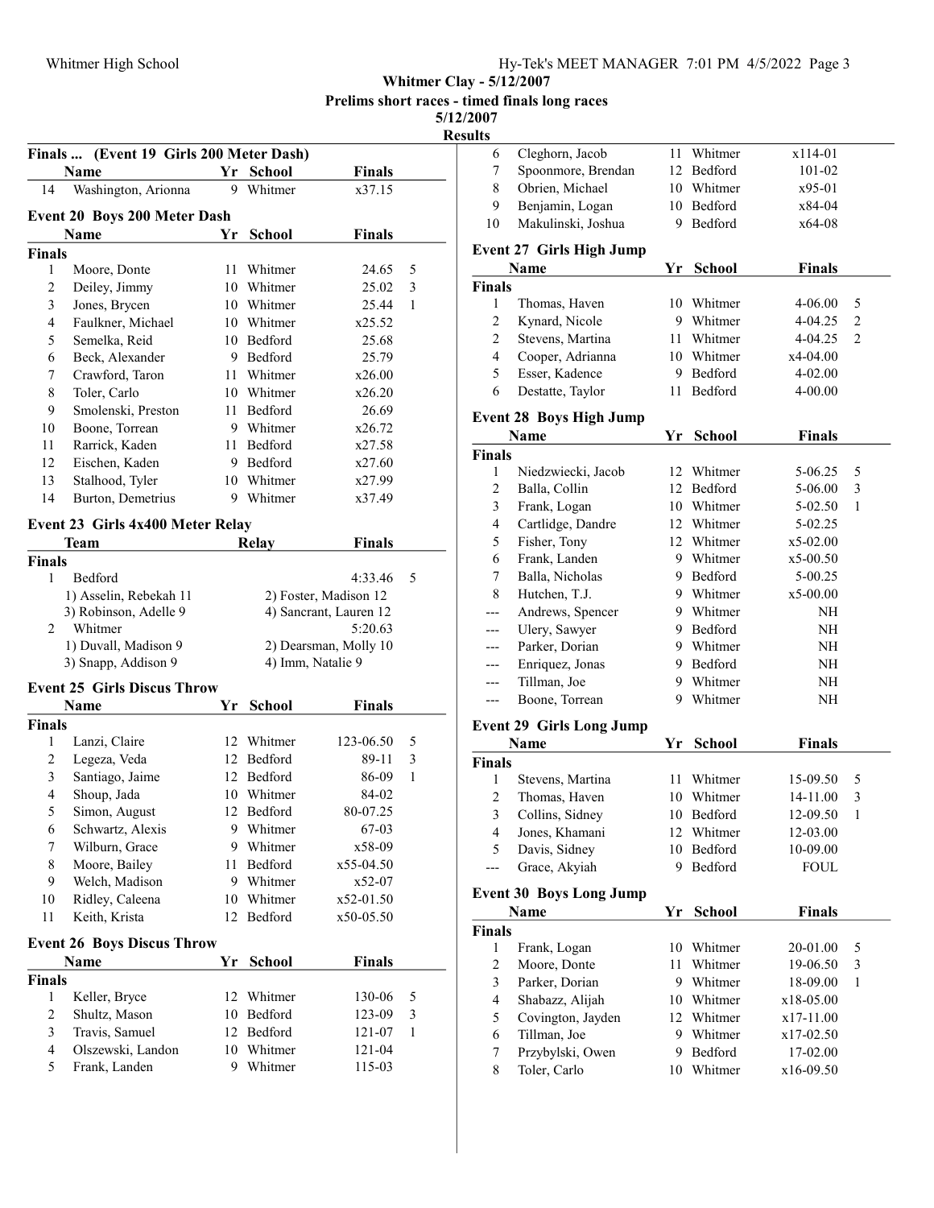**Whitmer Clay - 5/12/2007**
**Prelims short races - timed finals long races**
**5/12/2007**
**Results**

### Finals ... (Event 19 Girls 200 Meter Dash)

| | Name | Yr | School | Finals | |
|---|---|---|---|---|---|
| 14 | Washington, Arionna | 9 | Whitmer | x37.15 | |

### Event 20 Boys 200 Meter Dash

| | Name | Yr | School | Finals | |
|---|---|---|---|---|---|
| **Finals** | | | | | |
| 1 | Moore, Donte | 11 | Whitmer | 24.65 | 5 |
| 2 | Deiley, Jimmy | 10 | Whitmer | 25.02 | 3 |
| 3 | Jones, Brycen | 10 | Whitmer | 25.44 | 1 |
| 4 | Faulkner, Michael | 10 | Whitmer | x25.52 | |
| 5 | Semelka, Reid | 10 | Bedford | 25.68 | |
| 6 | Beck, Alexander | 9 | Bedford | 25.79 | |
| 7 | Crawford, Taron | 11 | Whitmer | x26.00 | |
| 8 | Toler, Carlo | 10 | Whitmer | x26.20 | |
| 9 | Smolenski, Preston | 11 | Bedford | 26.69 | |
| 10 | Boone, Torrean | 9 | Whitmer | x26.72 | |
| 11 | Rarrick, Kaden | 11 | Bedford | x27.58 | |
| 12 | Eischen, Kaden | 9 | Bedford | x27.60 | |
| 13 | Stalhood, Tyler | 10 | Whitmer | x27.99 | |
| 14 | Burton, Demetrius | 9 | Whitmer | x37.49 | |

### Event 23 Girls 4x400 Meter Relay

| | Team | Relay | Finals | |
|---|---|---|---|---|
| **Finals** | | | | |
| 1 | Bedford | | 4:33.46 | 5 |
| | 1) Asselin, Rebekah 11 | 2) Foster, Madison 12 | | |
| | 3) Robinson, Adelle 9 | 4) Sancrant, Lauren 12 | | |
| 2 | Whitmer | | 5:20.63 | |
| | 1) Duvall, Madison 9 | 2) Dearsman, Molly 10 | | |
| | 3) Snapp, Addison 9 | 4) Imm, Natalie 9 | | |

### Event 25 Girls Discus Throw

| | Name | Yr | School | Finals | |
|---|---|---|---|---|---|
| **Finals** | | | | | |
| 1 | Lanzi, Claire | 12 | Whitmer | 123-06.50 | 5 |
| 2 | Legeza, Veda | 12 | Bedford | 89-11 | 3 |
| 3 | Santiago, Jaime | 12 | Bedford | 86-09 | 1 |
| 4 | Shoup, Jada | 10 | Whitmer | 84-02 | |
| 5 | Simon, August | 12 | Bedford | 80-07.25 | |
| 6 | Schwartz, Alexis | 9 | Whitmer | 67-03 | |
| 7 | Wilburn, Grace | 9 | Whitmer | x58-09 | |
| 8 | Moore, Bailey | 11 | Bedford | x55-04.50 | |
| 9 | Welch, Madison | 9 | Whitmer | x52-07 | |
| 10 | Ridley, Caleena | 10 | Whitmer | x52-01.50 | |
| 11 | Keith, Krista | 12 | Bedford | x50-05.50 | |

### Event 26 Boys Discus Throw

| | Name | Yr | School | Finals | |
|---|---|---|---|---|---|
| **Finals** | | | | | |
| 1 | Keller, Bryce | 12 | Whitmer | 130-06 | 5 |
| 2 | Shultz, Mason | 10 | Bedford | 123-09 | 3 |
| 3 | Travis, Samuel | 12 | Bedford | 121-07 | 1 |
| 4 | Olszewski, Landon | 10 | Whitmer | 121-04 | |
| 5 | Frank, Landen | 9 | Whitmer | 115-03 | |
| 6 | Cleghorn, Jacob | 11 | Whitmer | x114-01 | |
| 7 | Spoonmore, Brendan | 12 | Bedford | 101-02 | |
| 8 | Obrien, Michael | 10 | Whitmer | x95-01 | |
| 9 | Benjamin, Logan | 10 | Bedford | x84-04 | |
| 10 | Makulinski, Joshua | 9 | Bedford | x64-08 | |

### Event 27 Girls High Jump

| | Name | Yr | School | Finals | |
|---|---|---|---|---|---|
| **Finals** | | | | | |
| 1 | Thomas, Haven | 10 | Whitmer | 4-06.00 | 5 |
| 2 | Kynard, Nicole | 9 | Whitmer | 4-04.25 | 2 |
| 2 | Stevens, Martina | 11 | Whitmer | 4-04.25 | 2 |
| 4 | Cooper, Adrianna | 10 | Whitmer | x4-04.00 | |
| 5 | Esser, Kadence | 9 | Bedford | 4-02.00 | |
| 6 | Destatte, Taylor | 11 | Bedford | 4-00.00 | |

### Event 28 Boys High Jump

| | Name | Yr | School | Finals | |
|---|---|---|---|---|---|
| **Finals** | | | | | |
| 1 | Niedzwiecki, Jacob | 12 | Whitmer | 5-06.25 | 5 |
| 2 | Balla, Collin | 12 | Bedford | 5-06.00 | 3 |
| 3 | Frank, Logan | 10 | Whitmer | 5-02.50 | 1 |
| 4 | Cartlidge, Dandre | 12 | Whitmer | 5-02.25 | |
| 5 | Fisher, Tony | 12 | Whitmer | x5-02.00 | |
| 6 | Frank, Landen | 9 | Whitmer | x5-00.50 | |
| 7 | Balla, Nicholas | 9 | Bedford | 5-00.25 | |
| 8 | Hutchen, T.J. | 9 | Whitmer | x5-00.00 | |
| --- | Andrews, Spencer | 9 | Whitmer | NH | |
| --- | Ulery, Sawyer | 9 | Bedford | NH | |
| --- | Parker, Dorian | 9 | Whitmer | NH | |
| --- | Enriquez, Jonas | 9 | Bedford | NH | |
| --- | Tillman, Joe | 9 | Whitmer | NH | |
| --- | Boone, Torrean | 9 | Whitmer | NH | |

### Event 29 Girls Long Jump

| | Name | Yr | School | Finals | |
|---|---|---|---|---|---|
| **Finals** | | | | | |
| 1 | Stevens, Martina | 11 | Whitmer | 15-09.50 | 5 |
| 2 | Thomas, Haven | 10 | Whitmer | 14-11.00 | 3 |
| 3 | Collins, Sidney | 10 | Bedford | 12-09.50 | 1 |
| 4 | Jones, Khamani | 12 | Whitmer | 12-03.00 | |
| 5 | Davis, Sidney | 10 | Bedford | 10-09.00 | |
| --- | Grace, Akyiah | 9 | Bedford | FOUL | |

### Event 30 Boys Long Jump

| | Name | Yr | School | Finals | |
|---|---|---|---|---|---|
| **Finals** | | | | | |
| 1 | Frank, Logan | 10 | Whitmer | 20-01.00 | 5 |
| 2 | Moore, Donte | 11 | Whitmer | 19-06.50 | 3 |
| 3 | Parker, Dorian | 9 | Whitmer | 18-09.00 | 1 |
| 4 | Shabazz, Alijah | 10 | Whitmer | x18-05.00 | |
| 5 | Covington, Jayden | 12 | Whitmer | x17-11.00 | |
| 6 | Tillman, Joe | 9 | Whitmer | x17-02.50 | |
| 7 | Przybylski, Owen | 9 | Bedford | 17-02.00 | |
| 8 | Toler, Carlo | 10 | Whitmer | x16-09.50 | |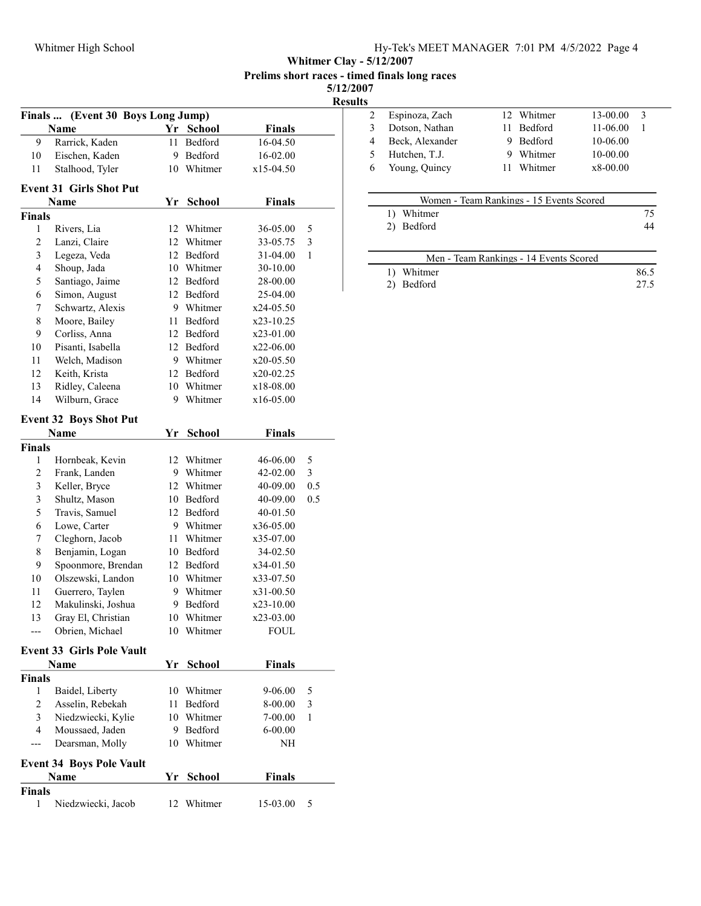**Whitmer Clay - 5/12/2007**

**Prelims short races - timed finals long races**

**5/12/2007**

**Results**

### Finals ... (Event 30 Boys Long Jump)

| | Name | Yr | School | Finals | |
|---|---|---|---|---|---|
| 9 | Rarrick, Kaden | 11 | Bedford | 16-04.50 | |
| 10 | Eischen, Kaden | 9 | Bedford | 16-02.00 | |
| 11 | Stalhood, Tyler | 10 | Whitmer | x15-04.50 | |

### Event 31 Girls Shot Put

| | Name | Yr | School | Finals | |
|---|---|---|---|---|---|
| **Finals** | | | | | |
| 1 | Rivers, Lia | 12 | Whitmer | 36-05.00 | 5 |
| 2 | Lanzi, Claire | 12 | Whitmer | 33-05.75 | 3 |
| 3 | Legeza, Veda | 12 | Bedford | 31-04.00 | 1 |
| 4 | Shoup, Jada | 10 | Whitmer | 30-10.00 | |
| 5 | Santiago, Jaime | 12 | Bedford | 28-00.00 | |
| 6 | Simon, August | 12 | Bedford | 25-04.00 | |
| 7 | Schwartz, Alexis | 9 | Whitmer | x24-05.50 | |
| 8 | Moore, Bailey | 11 | Bedford | x23-10.25 | |
| 9 | Corliss, Anna | 12 | Bedford | x23-01.00 | |
| 10 | Pisanti, Isabella | 12 | Bedford | x22-06.00 | |
| 11 | Welch, Madison | 9 | Whitmer | x20-05.50 | |
| 12 | Keith, Krista | 12 | Bedford | x20-02.25 | |
| 13 | Ridley, Caleena | 10 | Whitmer | x18-08.00 | |
| 14 | Wilburn, Grace | 9 | Whitmer | x16-05.00 | |

### Event 32 Boys Shot Put

| | Name | Yr | School | Finals | |
|---|---|---|---|---|---|
| **Finals** | | | | | |
| 1 | Hornbeak, Kevin | 12 | Whitmer | 46-06.00 | 5 |
| 2 | Frank, Landen | 9 | Whitmer | 42-02.00 | 3 |
| 3 | Keller, Bryce | 12 | Whitmer | 40-09.00 | 0.5 |
| 3 | Shultz, Mason | 10 | Bedford | 40-09.00 | 0.5 |
| 5 | Travis, Samuel | 12 | Bedford | 40-01.50 | |
| 6 | Lowe, Carter | 9 | Whitmer | x36-05.00 | |
| 7 | Cleghorn, Jacob | 11 | Whitmer | x35-07.00 | |
| 8 | Benjamin, Logan | 10 | Bedford | 34-02.50 | |
| 9 | Spoonmore, Brendan | 12 | Bedford | x34-01.50 | |
| 10 | Olszewski, Landon | 10 | Whitmer | x33-07.50 | |
| 11 | Guerrero, Taylen | 9 | Whitmer | x31-00.50 | |
| 12 | Makulinski, Joshua | 9 | Bedford | x23-10.00 | |
| 13 | Gray El, Christian | 10 | Whitmer | x23-03.00 | |
| --- | Obrien, Michael | 10 | Whitmer | FOUL | |

### Event 33 Girls Pole Vault

| | Name | Yr | School | Finals | |
|---|---|---|---|---|---|
| **Finals** | | | | | |
| 1 | Baidel, Liberty | 10 | Whitmer | 9-06.00 | 5 |
| 2 | Asselin, Rebekah | 11 | Bedford | 8-00.00 | 3 |
| 3 | Niedzwiecki, Kylie | 10 | Whitmer | 7-00.00 | 1 |
| 4 | Moussaed, Jaden | 9 | Bedford | 6-00.00 | |
| --- | Dearsman, Molly | 10 | Whitmer | NH | |

### Event 34 Boys Pole Vault

| | Name | Yr | School | Finals | |
|---|---|---|---|---|---|
| **Finals** | | | | | |
| 1 | Niedzwiecki, Jacob | 12 | Whitmer | 15-03.00 | 5 |
| 2 | Espinoza, Zach | 12 | Whitmer | 13-00.00 | 3 |
| 3 | Dotson, Nathan | 11 | Bedford | 11-06.00 | 1 |
| 4 | Beck, Alexander | 9 | Bedford | 10-06.00 | |
| 5 | Hutchen, T.J. | 9 | Whitmer | 10-00.00 | |
| 6 | Young, Quincy | 11 | Whitmer | x8-00.00 | |

| Women - Team Rankings - 15 Events Scored | |
|---|---|
| 1) Whitmer | 75 |
| 2) Bedford | 44 |

| Men - Team Rankings - 14 Events Scored | |
|---|---|
| 1) Whitmer | 86.5 |
| 2) Bedford | 27.5 |